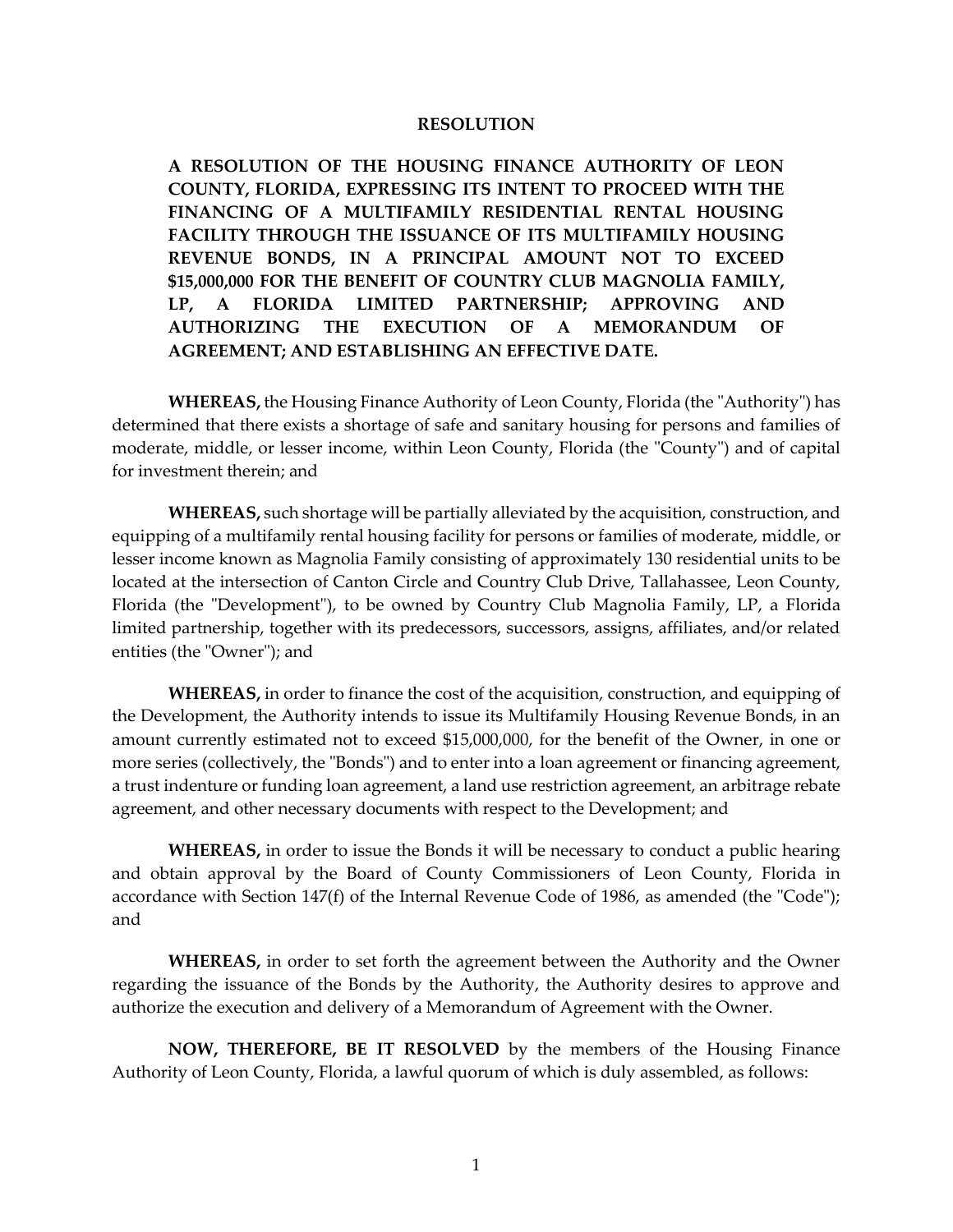# RESOLUTION

**A RESOLUTION OF THE HOUSING FINANCE AUTHORITY OF LEON COUNTY, FLORIDA, EXPRESSING ITS INTENT TO PROCEED WITH THE FINANCING OF A MULTIFAMILY RESIDENTIAL RENTAL HOUSING FACILITY THROUGH THE ISSUANCE OF ITS MULTIFAMILY HOUSING REVENUE BONDS, IN A PRINCIPAL AMOUNT NOT TO EXCEED $15,000,000 FOR THE BENEFIT OF COUNTRY CLUB MAGNOLIA FAMILY, LP, A FLORIDA LIMITED PARTNERSHIP; APPROVING AND AUTHORIZING THE EXECUTION OF A MEMORANDUM OF AGREEMENT; AND ESTABLISHING AN EFFECTIVE DATE.**

**WHEREAS,** the Housing Finance Authority of Leon County, Florida (the "Authority") has determined that there exists a shortage of safe and sanitary housing for persons and families of moderate, middle, or lesser income, within Leon County, Florida (the "County") and of capital for investment therein; and

**WHEREAS,** such shortage will be partially alleviated by the acquisition, construction, and equipping of a multifamily rental housing facility for persons or families of moderate, middle, or lesser income known as Magnolia Family consisting of approximately 130 residential units to be located at the intersection of Canton Circle and Country Club Drive, Tallahassee, Leon County, Florida (the "Development"), to be owned by Country Club Magnolia Family, LP, a Florida limited partnership, together with its predecessors, successors, assigns, affiliates, and/or related entities (the "Owner"); and

**WHEREAS,** in order to finance the cost of the acquisition, construction, and equipping of the Development, the Authority intends to issue its Multifamily Housing Revenue Bonds, in an amount currently estimated not to exceed $15,000,000, for the benefit of the Owner, in one or more series (collectively, the "Bonds") and to enter into a loan agreement or financing agreement, a trust indenture or funding loan agreement, a land use restriction agreement, an arbitrage rebate agreement, and other necessary documents with respect to the Development; and

**WHEREAS,** in order to issue the Bonds it will be necessary to conduct a public hearing and obtain approval by the Board of County Commissioners of Leon County, Florida in accordance with Section 147(f) of the Internal Revenue Code of 1986, as amended (the "Code"); and

**WHEREAS,** in order to set forth the agreement between the Authority and the Owner regarding the issuance of the Bonds by the Authority, the Authority desires to approve and authorize the execution and delivery of a Memorandum of Agreement with the Owner.

**NOW, THEREFORE, BE IT RESOLVED** by the members of the Housing Finance Authority of Leon County, Florida, a lawful quorum of which is duly assembled, as follows: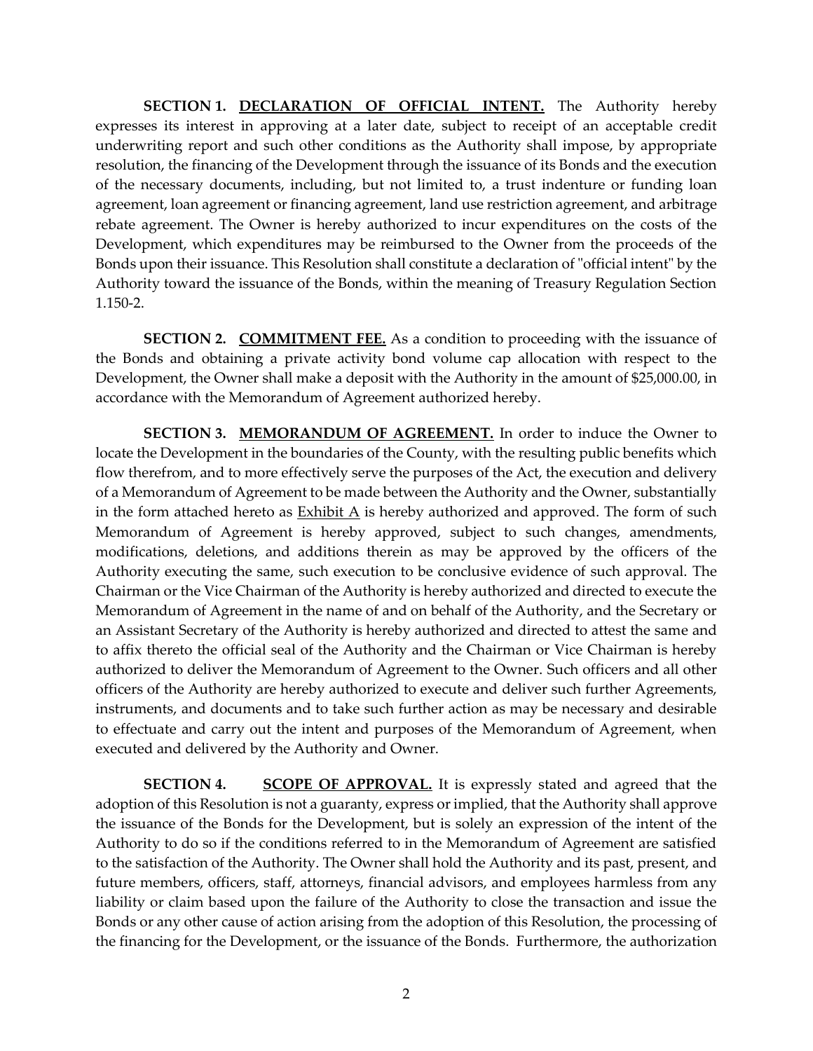**SECTION 1. <u>DECLARATION OF OFFICIAL INTENT.</u>** The Authority hereby expresses its interest in approving at a later date, subject to receipt of an acceptable credit underwriting report and such other conditions as the Authority shall impose, by appropriate resolution, the financing of the Development through the issuance of its Bonds and the execution of the necessary documents, including, but not limited to, a trust indenture or funding loan agreement, loan agreement or financing agreement, land use restriction agreement, and arbitrage rebate agreement. The Owner is hereby authorized to incur expenditures on the costs of the Development, which expenditures may be reimbursed to the Owner from the proceeds of the Bonds upon their issuance. This Resolution shall constitute a declaration of "official intent" by the Authority toward the issuance of the Bonds, within the meaning of Treasury Regulation Section 1.150-2.

**SECTION 2. <u>COMMITMENT FEE.</u>** As a condition to proceeding with the issuance of the Bonds and obtaining a private activity bond volume cap allocation with respect to the Development, the Owner shall make a deposit with the Authority in the amount of $25,000.00, in accordance with the Memorandum of Agreement authorized hereby.

**SECTION 3. <u>MEMORANDUM OF AGREEMENT.</u>** In order to induce the Owner to locate the Development in the boundaries of the County, with the resulting public benefits which flow therefrom, and to more effectively serve the purposes of the Act, the execution and delivery of a Memorandum of Agreement to be made between the Authority and the Owner, substantially in the form attached hereto as <u>Exhibit A</u> is hereby authorized and approved. The form of such Memorandum of Agreement is hereby approved, subject to such changes, amendments, modifications, deletions, and additions therein as may be approved by the officers of the Authority executing the same, such execution to be conclusive evidence of such approval. The Chairman or the Vice Chairman of the Authority is hereby authorized and directed to execute the Memorandum of Agreement in the name of and on behalf of the Authority, and the Secretary or an Assistant Secretary of the Authority is hereby authorized and directed to attest the same and to affix thereto the official seal of the Authority and the Chairman or Vice Chairman is hereby authorized to deliver the Memorandum of Agreement to the Owner. Such officers and all other officers of the Authority are hereby authorized to execute and deliver such further Agreements, instruments, and documents and to take such further action as may be necessary and desirable to effectuate and carry out the intent and purposes of the Memorandum of Agreement, when executed and delivered by the Authority and Owner.

**SECTION 4. <u>SCOPE OF APPROVAL.</u>** It is expressly stated and agreed that the adoption of this Resolution is not a guaranty, express or implied, that the Authority shall approve the issuance of the Bonds for the Development, but is solely an expression of the intent of the Authority to do so if the conditions referred to in the Memorandum of Agreement are satisfied to the satisfaction of the Authority. The Owner shall hold the Authority and its past, present, and future members, officers, staff, attorneys, financial advisors, and employees harmless from any liability or claim based upon the failure of the Authority to close the transaction and issue the Bonds or any other cause of action arising from the adoption of this Resolution, the processing of the financing for the Development, or the issuance of the Bonds. Furthermore, the authorization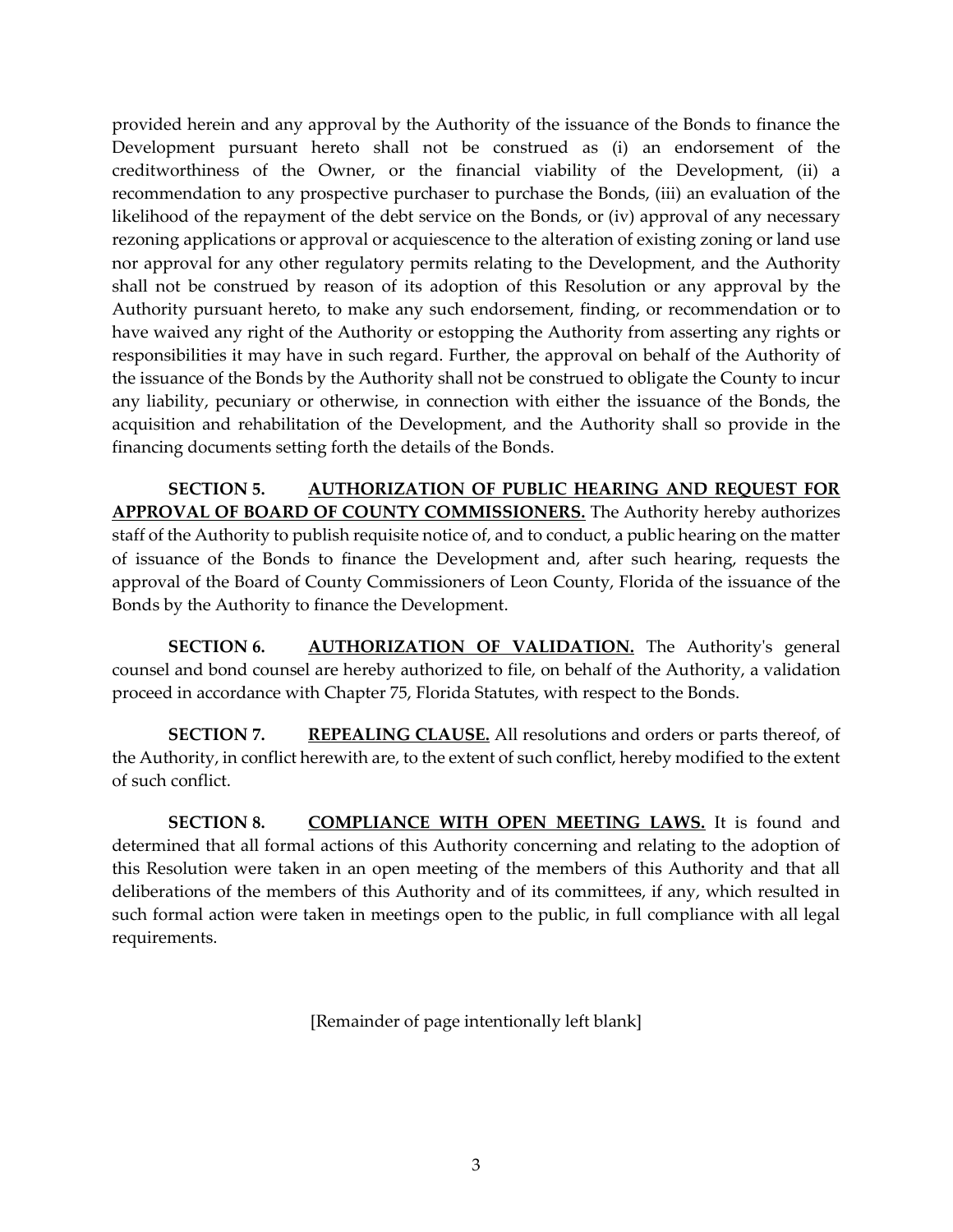provided herein and any approval by the Authority of the issuance of the Bonds to finance the Development pursuant hereto shall not be construed as (i) an endorsement of the creditworthiness of the Owner, or the financial viability of the Development, (ii) a recommendation to any prospective purchaser to purchase the Bonds, (iii) an evaluation of the likelihood of the repayment of the debt service on the Bonds, or (iv) approval of any necessary rezoning applications or approval or acquiescence to the alteration of existing zoning or land use nor approval for any other regulatory permits relating to the Development, and the Authority shall not be construed by reason of its adoption of this Resolution or any approval by the Authority pursuant hereto, to make any such endorsement, finding, or recommendation or to have waived any right of the Authority or estopping the Authority from asserting any rights or responsibilities it may have in such regard. Further, the approval on behalf of the Authority of the issuance of the Bonds by the Authority shall not be construed to obligate the County to incur any liability, pecuniary or otherwise, in connection with either the issuance of the Bonds, the acquisition and rehabilitation of the Development, and the Authority shall so provide in the financing documents setting forth the details of the Bonds.

**SECTION 5. AUTHORIZATION OF PUBLIC HEARING AND REQUEST FOR APPROVAL OF BOARD OF COUNTY COMMISSIONERS.** The Authority hereby authorizes staff of the Authority to publish requisite notice of, and to conduct, a public hearing on the matter of issuance of the Bonds to finance the Development and, after such hearing, requests the approval of the Board of County Commissioners of Leon County, Florida of the issuance of the Bonds by the Authority to finance the Development.

**SECTION 6. AUTHORIZATION OF VALIDATION.** The Authority's general counsel and bond counsel are hereby authorized to file, on behalf of the Authority, a validation proceed in accordance with Chapter 75, Florida Statutes, with respect to the Bonds.

**SECTION 7. REPEALING CLAUSE.** All resolutions and orders or parts thereof, of the Authority, in conflict herewith are, to the extent of such conflict, hereby modified to the extent of such conflict.

**SECTION 8. COMPLIANCE WITH OPEN MEETING LAWS.** It is found and determined that all formal actions of this Authority concerning and relating to the adoption of this Resolution were taken in an open meeting of the members of this Authority and that all deliberations of the members of this Authority and of its committees, if any, which resulted in such formal action were taken in meetings open to the public, in full compliance with all legal requirements.

[Remainder of page intentionally left blank]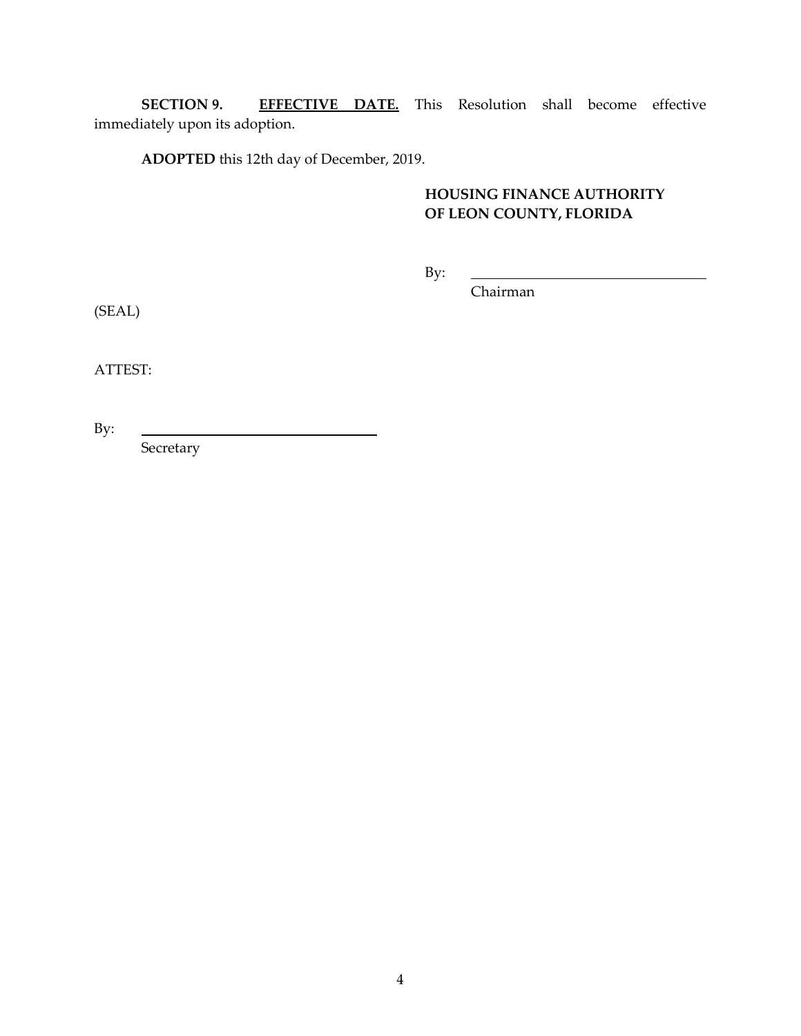**SECTION 9.** **<u>EFFECTIVE DATE.</u>** This Resolution shall become effective immediately upon its adoption.

**ADOPTED** this 12th day of December, 2019.

**HOUSING FINANCE AUTHORITY OF LEON COUNTY, FLORIDA**

By: ________________________________
Chairman

(SEAL)

ATTEST:

By: ________________________________
Secretary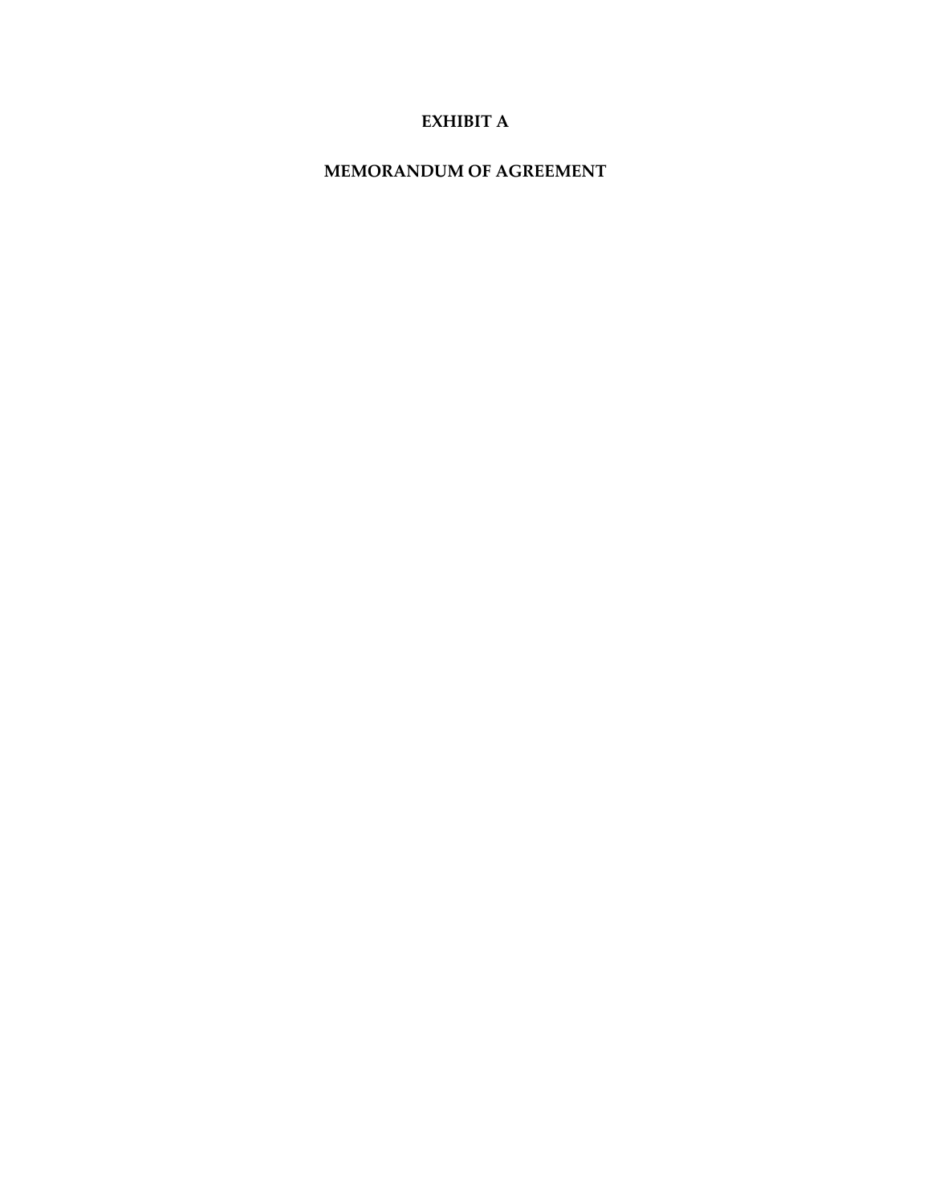**EXHIBIT A**

**MEMORANDUM OF AGREEMENT**